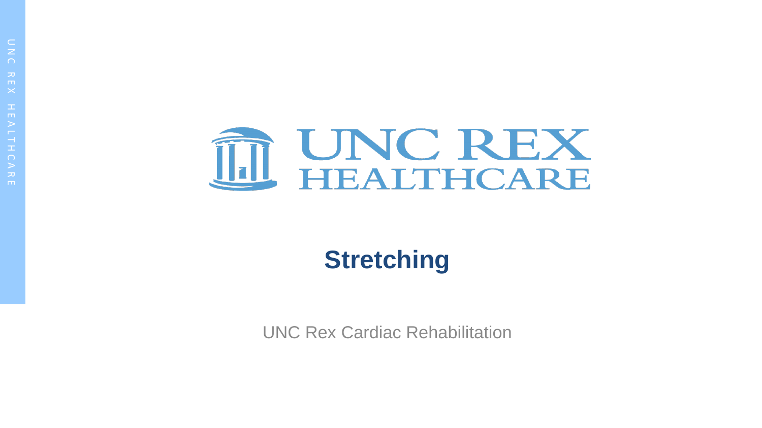UNC REX HEALTHCARE

# Stretching

UNC Rex Cardiac Rehabilitation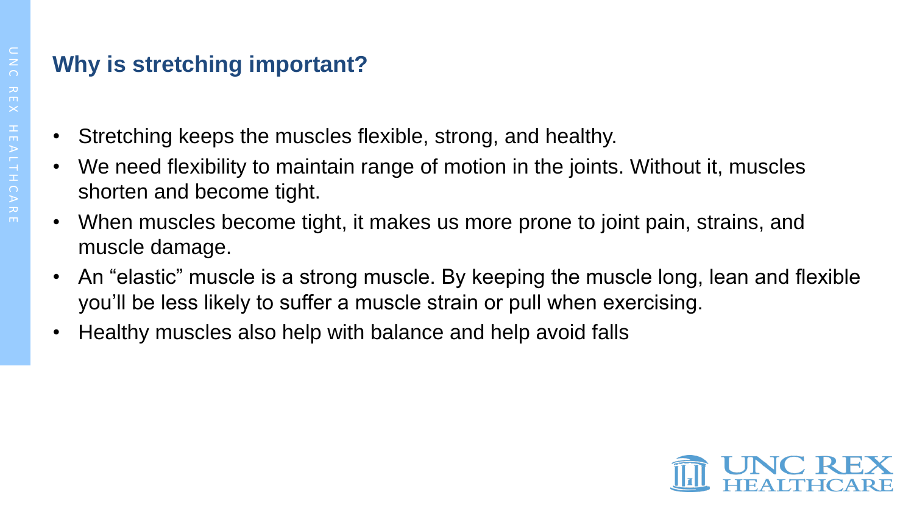## Why is stretching important?

- Stretching keeps the muscles flexible, strong, and healthy.
- We need flexibility to maintain range of motion in the joints. Without it, muscles shorten and become tight.
- When muscles become tight, it makes us more prone to joint pain, strains, and muscle damage.
- An “elastic” muscle is a strong muscle. By keeping the muscle long, lean and flexible you’ll be less likely to suffer a muscle strain or pull when exercising.
- Healthy muscles also help with balance and help avoid falls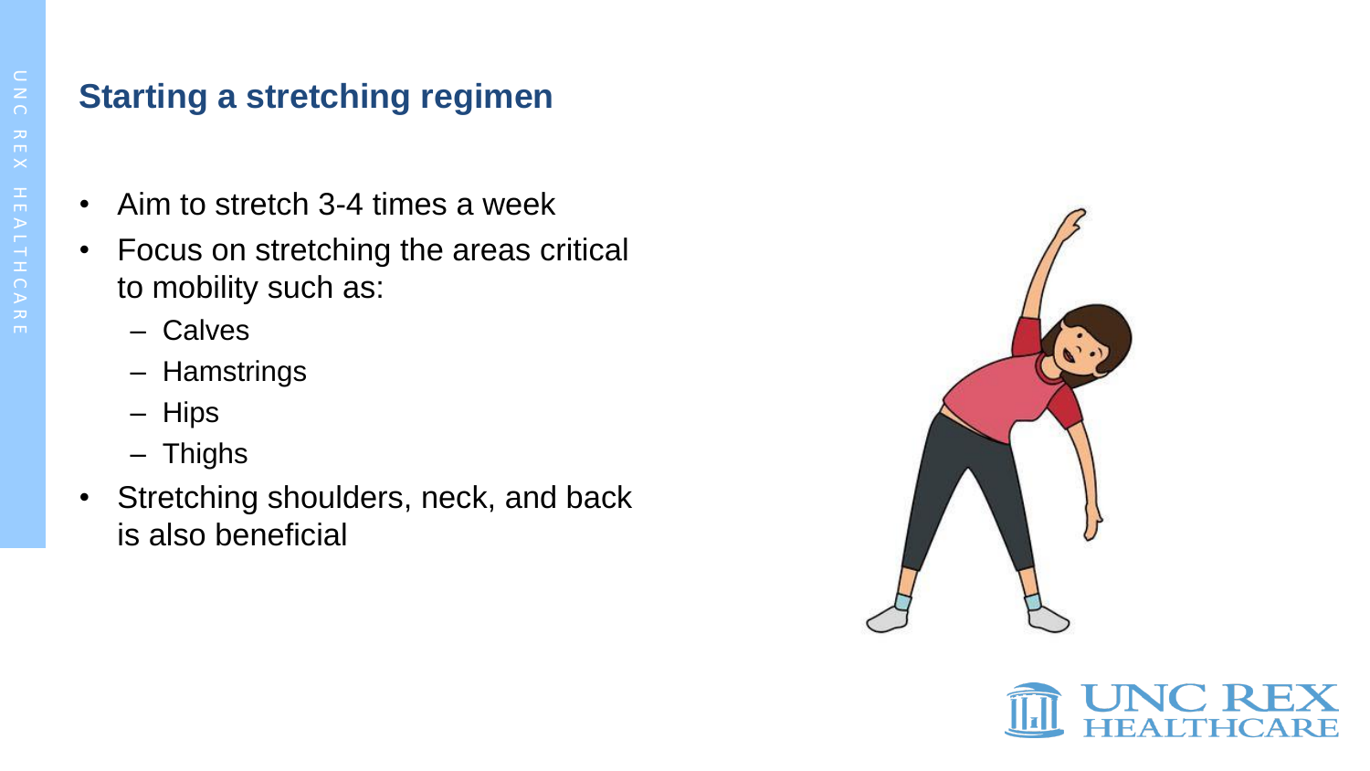## Starting a stretching regimen

- Aim to stretch 3-4 times a week
- Focus on stretching the areas critical to mobility such as:
  - Calves
  - Hamstrings
  - Hips
  - Thighs
- Stretching shoulders, neck, and back is also beneficial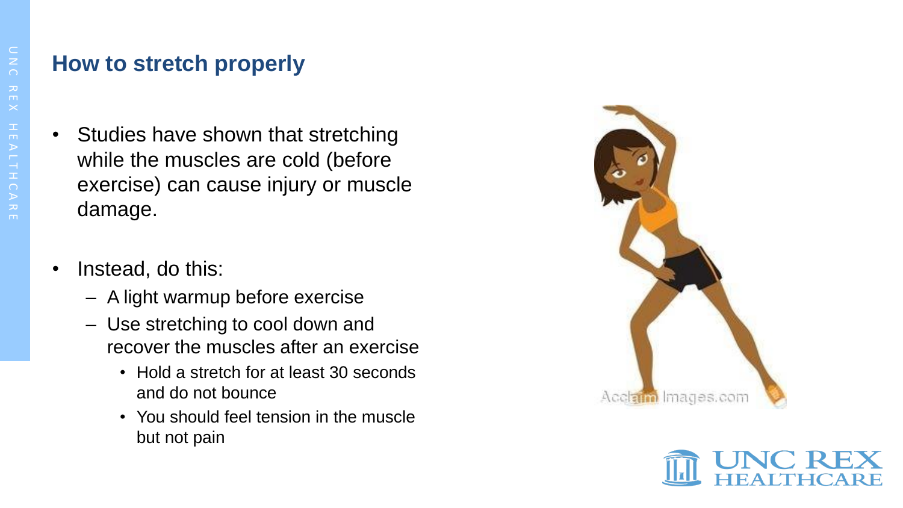## How to stretch properly

- Studies have shown that stretching while the muscles are cold (before exercise) can cause injury or muscle damage.
- Instead, do this:
  - A light warmup before exercise
  - Use stretching to cool down and recover the muscles after an exercise
    - Hold a stretch for at least 30 seconds and do not bounce
    - You should feel tension in the muscle but not pain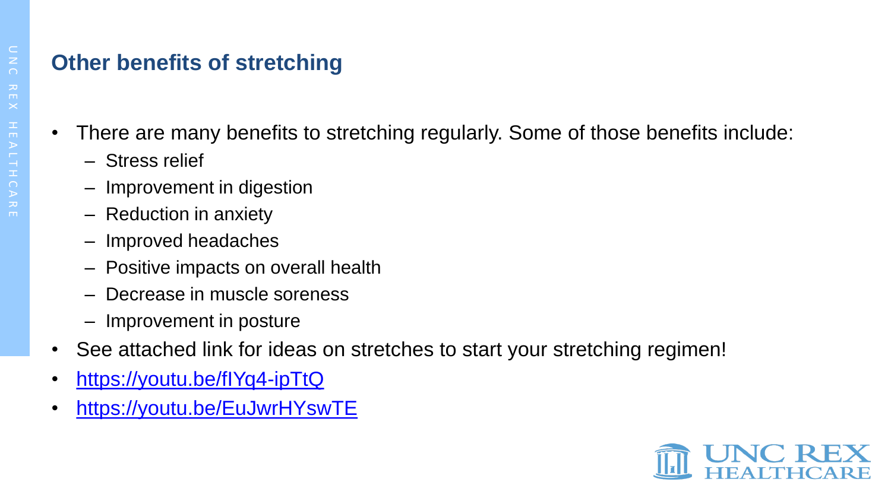## Other benefits of stretching

- There are many benefits to stretching regularly. Some of those benefits include:
  - Stress relief
  - Improvement in digestion
  - Reduction in anxiety
  - Improved headaches
  - Positive impacts on overall health
  - Decrease in muscle soreness
  - Improvement in posture
- See attached link for ideas on stretches to start your stretching regimen!
- https://youtu.be/fIYq4-ipTtQ
- https://youtu.be/EuJwrHYswTE